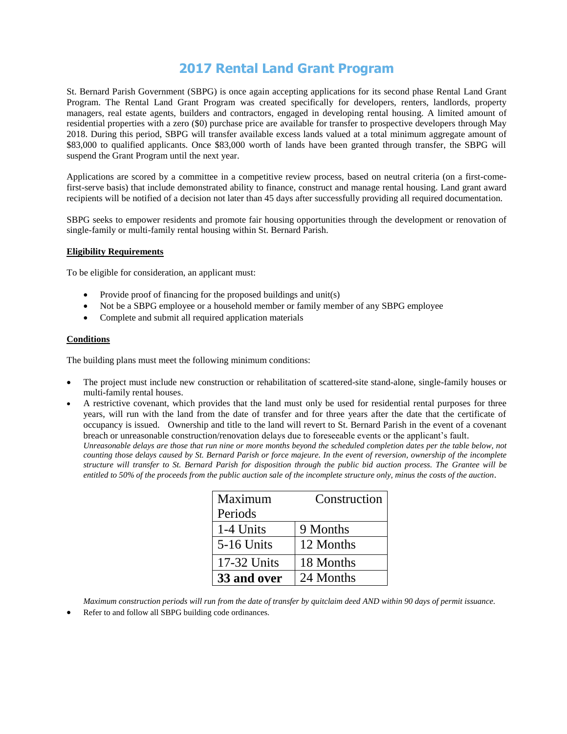# 2017 Rental Land Grant Program

St. Bernard Parish Government (SBPG) is once again accepting applications for its second phase Rental Land Grant Program. The Rental Land Grant Program was created specifically for developers, renters, landlords, property managers, real estate agents, builders and contractors, engaged in developing rental housing. A limited amount of residential properties with a zero ($0) purchase price are available for transfer to prospective developers through May 2018. During this period, SBPG will transfer available excess lands valued at a total minimum aggregate amount of $83,000 to qualified applicants. Once $83,000 worth of lands have been granted through transfer, the SBPG will suspend the Grant Program until the next year.

Applications are scored by a committee in a competitive review process, based on neutral criteria (on a first-come-first-serve basis) that include demonstrated ability to finance, construct and manage rental housing. Land grant award recipients will be notified of a decision not later than 45 days after successfully providing all required documentation.

SBPG seeks to empower residents and promote fair housing opportunities through the development or renovation of single-family or multi-family rental housing within St. Bernard Parish.

**Eligibility Requirements**

To be eligible for consideration, an applicant must:

- Provide proof of financing for the proposed buildings and unit(s)
- Not be a SBPG employee or a household member or family member of any SBPG employee
- Complete and submit all required application materials

**Conditions**

The building plans must meet the following minimum conditions:

- The project must include new construction or rehabilitation of scattered-site stand-alone, single-family houses or multi-family rental houses.
- A restrictive covenant, which provides that the land must only be used for residential rental purposes for three years, will run with the land from the date of transfer and for three years after the date that the certificate of occupancy is issued. Ownership and title to the land will revert to St. Bernard Parish in the event of a covenant breach or unreasonable construction/renovation delays due to foreseeable events or the applicant's fault.
*Unreasonable delays are those that run nine or more months beyond the scheduled completion dates per the table below, not counting those delays caused by St. Bernard Parish or force majeure. In the event of reversion, ownership of the incomplete structure will transfer to St. Bernard Parish for disposition through the public bid auction process. The Grantee will be entitled to 50% of the proceeds from the public auction sale of the incomplete structure only, minus the costs of the auction.*

| Maximum Construction Periods | |
|---|---|
| 1-4 Units | 9 Months |
| 5-16 Units | 12 Months |
| 17-32 Units | 18 Months |
| **33 and over** | 24 Months |

*Maximum construction periods will run from the date of transfer by quitclaim deed AND within 90 days of permit issuance.*

- Refer to and follow all SBPG building code ordinances.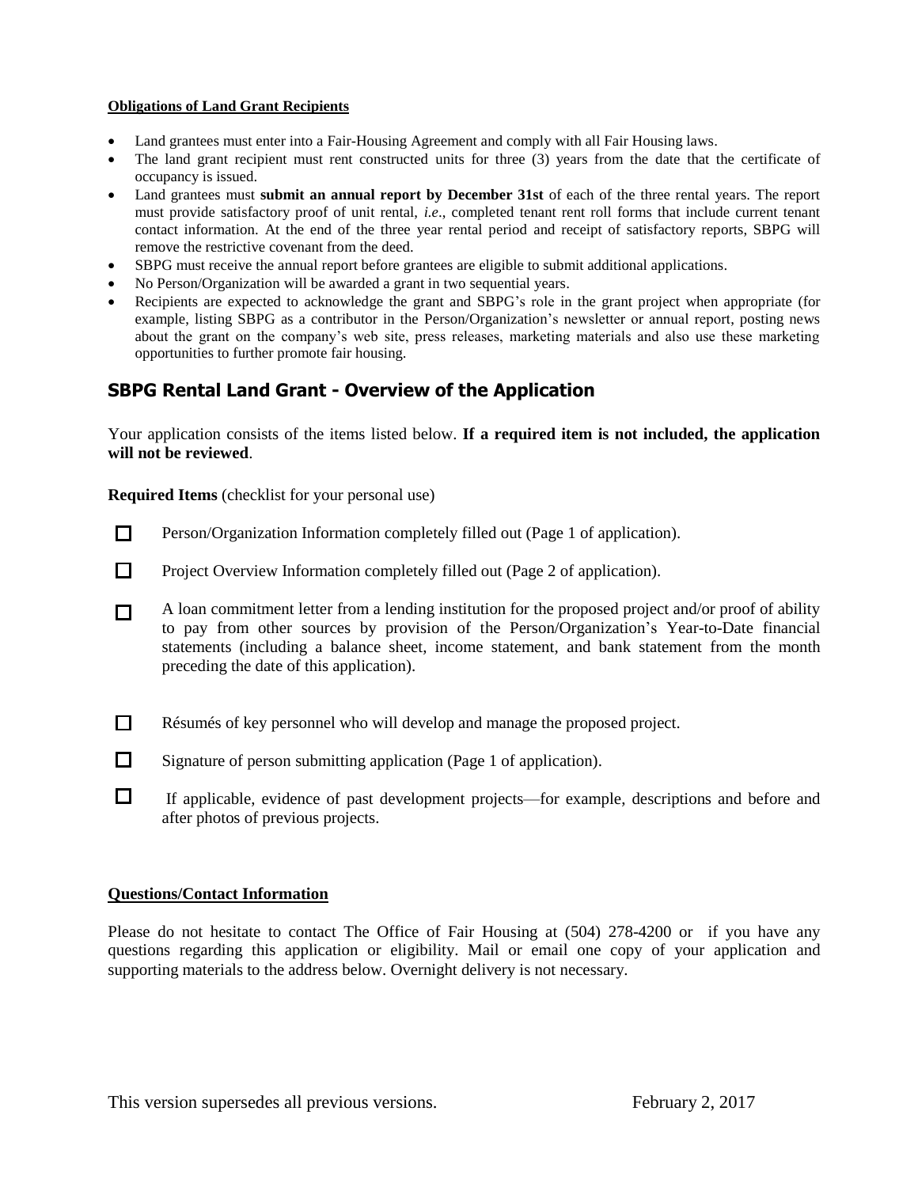**Obligations of Land Grant Recipients**

- Land grantees must enter into a Fair-Housing Agreement and comply with all Fair Housing laws.
- The land grant recipient must rent constructed units for three (3) years from the date that the certificate of occupancy is issued.
- Land grantees must **submit an annual report by December 31st** of each of the three rental years. The report must provide satisfactory proof of unit rental, *i.e*., completed tenant rent roll forms that include current tenant contact information. At the end of the three year rental period and receipt of satisfactory reports, SBPG will remove the restrictive covenant from the deed.
- SBPG must receive the annual report before grantees are eligible to submit additional applications.
- No Person/Organization will be awarded a grant in two sequential years.
- Recipients are expected to acknowledge the grant and SBPG's role in the grant project when appropriate (for example, listing SBPG as a contributor in the Person/Organization's newsletter or annual report, posting news about the grant on the company's web site, press releases, marketing materials and also use these marketing opportunities to further promote fair housing.

## SBPG Rental Land Grant - Overview of the Application

Your application consists of the items listed below. **If a required item is not included, the application will not be reviewed**.

**Required Items** (checklist for your personal use)

- ☐ Person/Organization Information completely filled out (Page 1 of application).
- ☐ Project Overview Information completely filled out (Page 2 of application).
- ☐ A loan commitment letter from a lending institution for the proposed project and/or proof of ability to pay from other sources by provision of the Person/Organization's Year-to-Date financial statements (including a balance sheet, income statement, and bank statement from the month preceding the date of this application).
- ☐ Résumés of key personnel who will develop and manage the proposed project.
- ☐ Signature of person submitting application (Page 1 of application).
- ☐ If applicable, evidence of past development projects—for example, descriptions and before and after photos of previous projects.

**Questions/Contact Information**

Please do not hesitate to contact The Office of Fair Housing at (504) 278-4200 or if you have any questions regarding this application or eligibility. Mail or email one copy of your application and supporting materials to the address below. Overnight delivery is not necessary.

This version supersedes all previous versions. February 2, 2017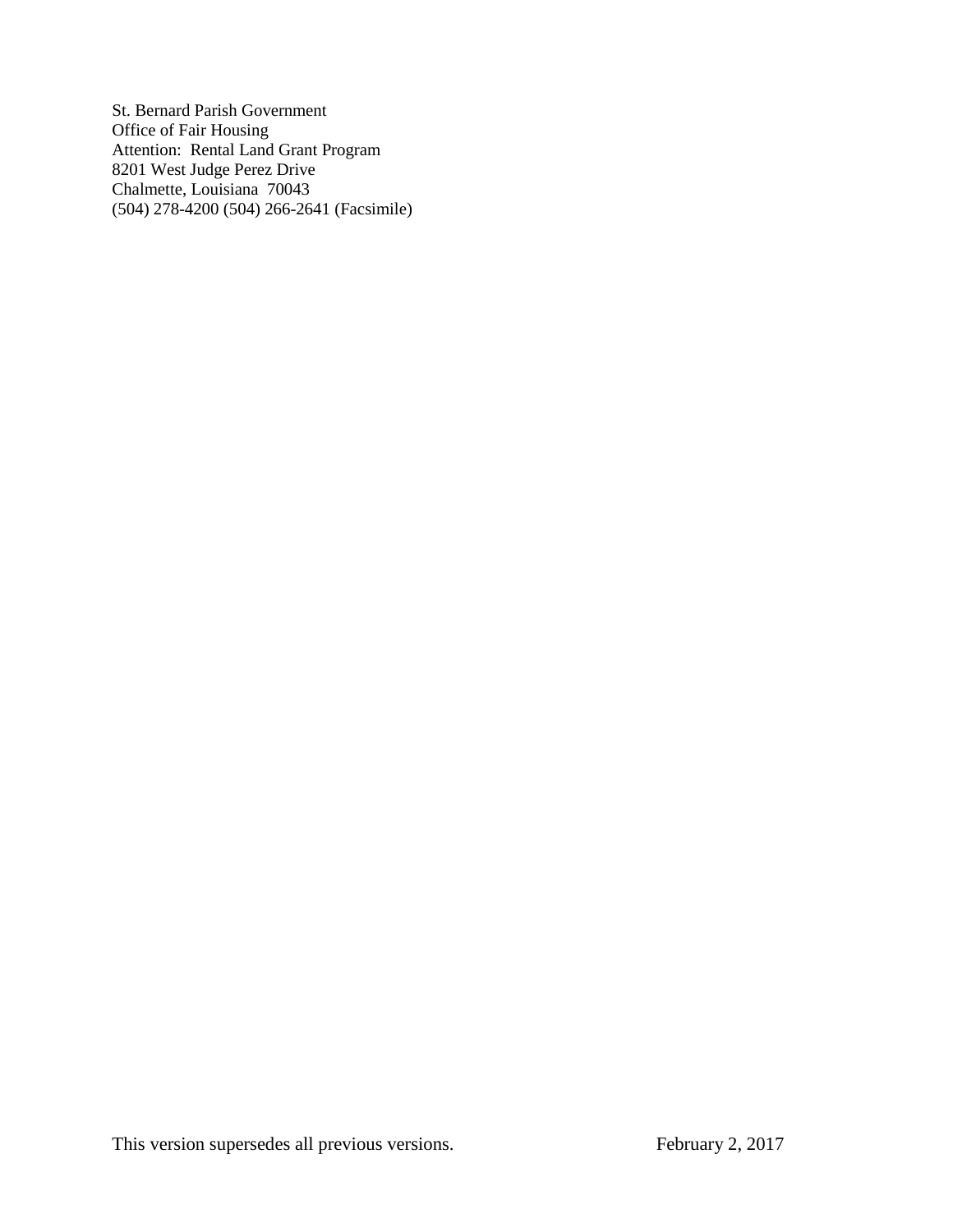St. Bernard Parish Government
Office of Fair Housing
Attention: Rental Land Grant Program
8201 West Judge Perez Drive
Chalmette, Louisiana 70043
(504) 278-4200 (504) 266-2641 (Facsimile)

This version supersedes all previous versions. February 2, 2017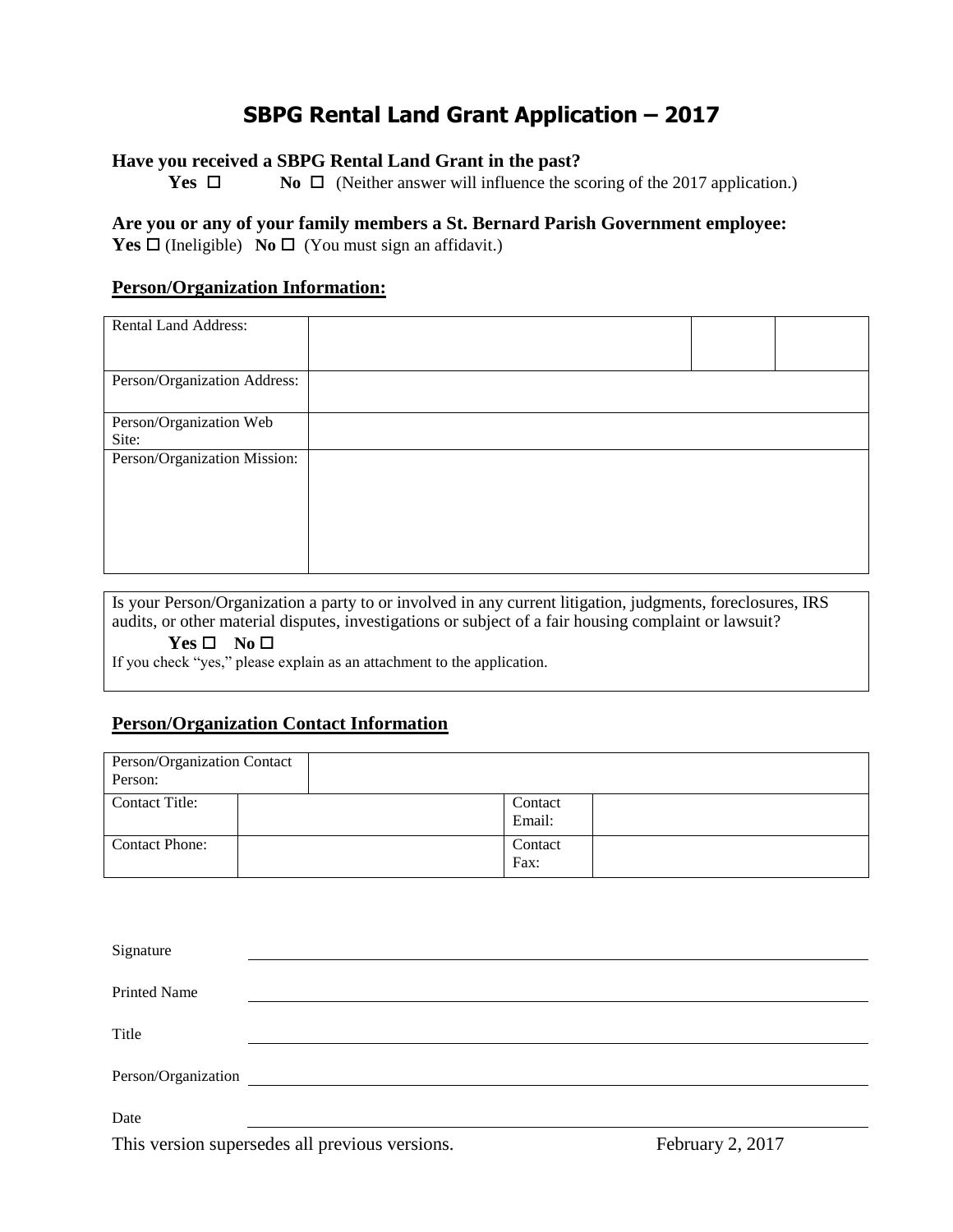# SBPG Rental Land Grant Application – 2017

**Have you received a SBPG Rental Land Grant in the past?**

**Yes** ☐ **No** ☐ (Neither answer will influence the scoring of the 2017 application.)

**Are you or any of your family members a St. Bernard Parish Government employee:**

**Yes** ☐ (Ineligible) **No** ☐ (You must sign an affidavit.)

## Person/Organization Information:

| Rental Land Address: | | | |
|---|---|---|---|
| Person/Organization Address: | | | |
| Person/Organization Web Site: | | | |
| Person/Organization Mission: | | | |

Is your Person/Organization a party to or involved in any current litigation, judgments, foreclosures, IRS audits, or other material disputes, investigations or subject of a fair housing complaint or lawsuit?

**Yes** ☐ **No** ☐

If you check "yes," please explain as an attachment to the application.

## Person/Organization Contact Information

| Person/Organization Contact Person: | | | |
|---|---|---|---|
| Contact Title: | | Contact Email: | |
| Contact Phone: | | Contact Fax: | |

Signature \_\_\_\_\_\_\_\_\_\_\_\_\_\_\_\_\_\_\_\_\_\_\_\_\_\_\_\_\_\_

Printed Name \_\_\_\_\_\_\_\_\_\_\_\_\_\_\_\_\_\_\_\_\_\_\_\_\_\_\_\_\_\_

Title \_\_\_\_\_\_\_\_\_\_\_\_\_\_\_\_\_\_\_\_\_\_\_\_\_\_\_\_\_\_

Person/Organization \_\_\_\_\_\_\_\_\_\_\_\_\_\_\_\_\_\_\_\_\_\_\_\_\_\_\_\_\_\_

Date \_\_\_\_\_\_\_\_\_\_\_\_\_\_\_\_\_\_\_\_\_\_\_\_\_\_\_\_\_\_

This version supersedes all previous versions. February 2, 2017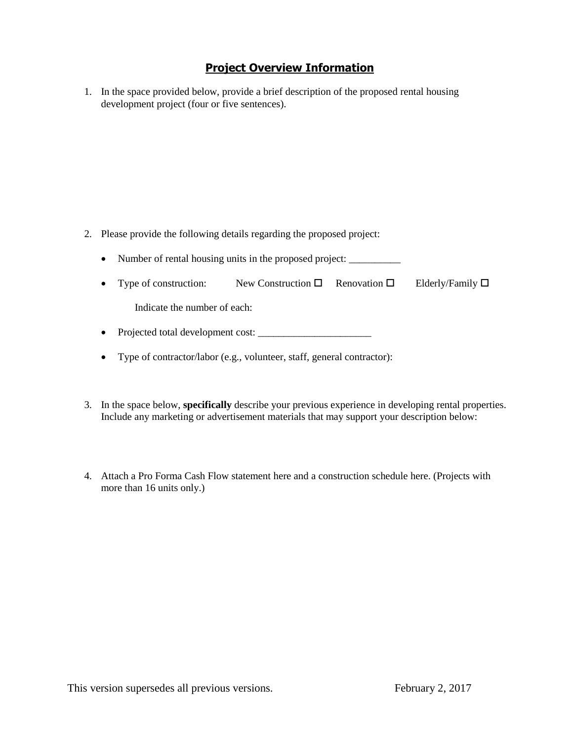# **Project Overview Information**

1. In the space provided below, provide a brief description of the proposed rental housing development project (four or five sentences).

2. Please provide the following details regarding the proposed project:

   - Number of rental housing units in the proposed project: __________

   - Type of construction: New Construction ☐ Renovation ☐ Elderly/Family ☐

     Indicate the number of each:

   - Projected total development cost: ______________________

   - Type of contractor/labor (e.g., volunteer, staff, general contractor):

3. In the space below, **specifically** describe your previous experience in developing rental properties. Include any marketing or advertisement materials that may support your description below:

4. Attach a Pro Forma Cash Flow statement here and a construction schedule here. (Projects with more than 16 units only.)

This version supersedes all previous versions. February 2, 2017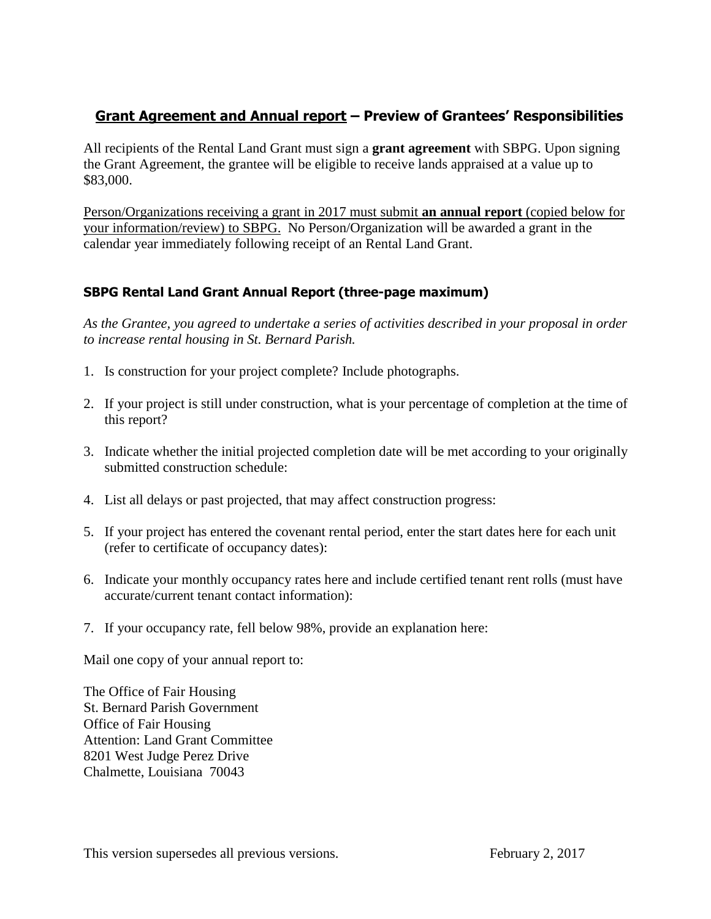## <u>Grant Agreement and Annual report</u> – Preview of Grantees' Responsibilities

All recipients of the Rental Land Grant must sign a **grant agreement** with SBPG. Upon signing the Grant Agreement, the grantee will be eligible to receive lands appraised at a value up to $83,000.

<u>Person/Organizations receiving a grant in 2017 must submit **an annual report** (copied below for your information/review) to SBPG.</u> No Person/Organization will be awarded a grant in the calendar year immediately following receipt of an Rental Land Grant.

### SBPG Rental Land Grant Annual Report (three-page maximum)

*As the Grantee, you agreed to undertake a series of activities described in your proposal in order to increase rental housing in St. Bernard Parish.*

1. Is construction for your project complete? Include photographs.
2. If your project is still under construction, what is your percentage of completion at the time of this report?
3. Indicate whether the initial projected completion date will be met according to your originally submitted construction schedule:
4. List all delays or past projected, that may affect construction progress:
5. If your project has entered the covenant rental period, enter the start dates here for each unit (refer to certificate of occupancy dates):
6. Indicate your monthly occupancy rates here and include certified tenant rent rolls (must have accurate/current tenant contact information):
7. If your occupancy rate, fell below 98%, provide an explanation here:

Mail one copy of your annual report to:

The Office of Fair Housing
St. Bernard Parish Government
Office of Fair Housing
Attention: Land Grant Committee
8201 West Judge Perez Drive
Chalmette, Louisiana 70043

This version supersedes all previous versions. February 2, 2017